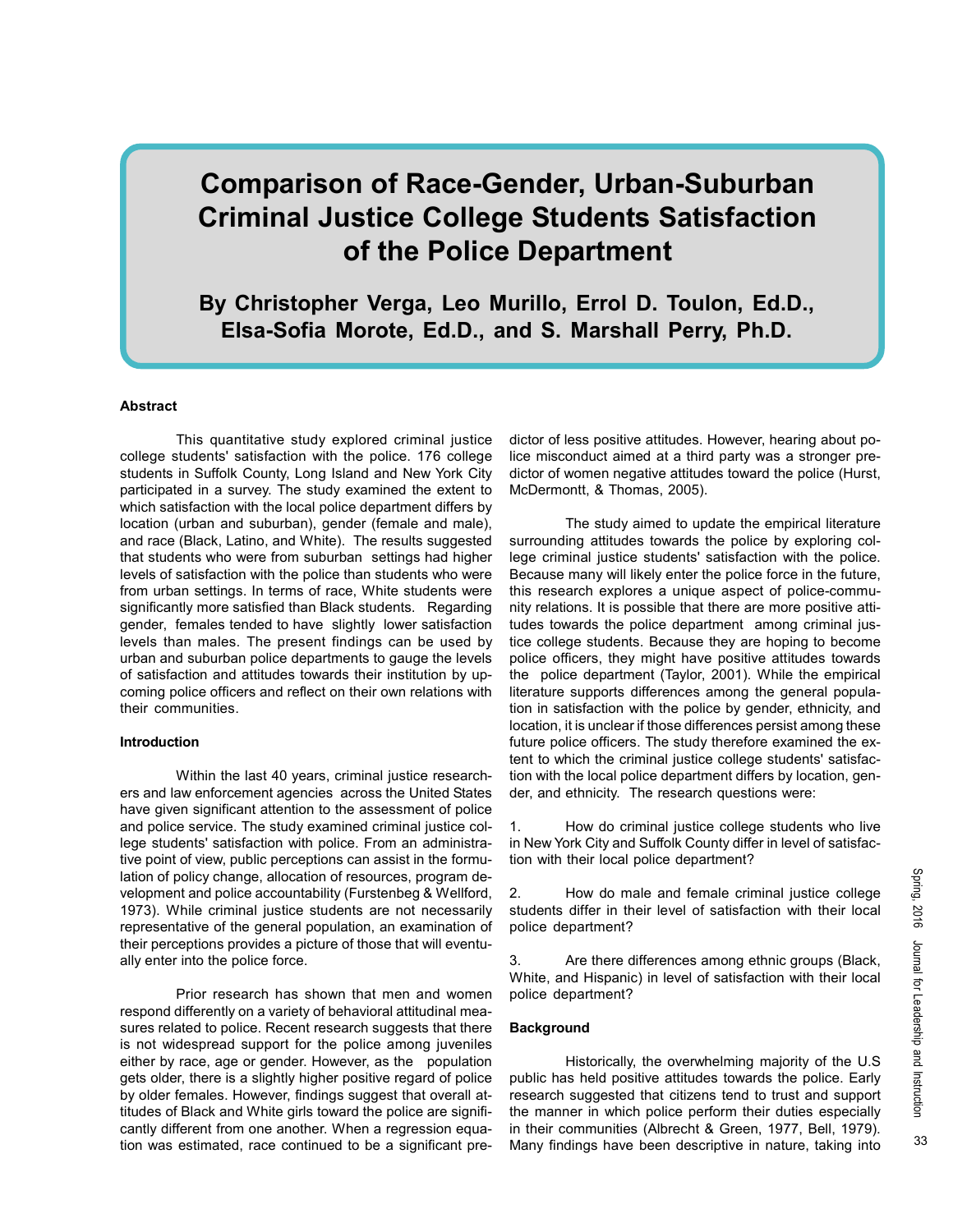# Comparison of Race-Gender, Urban-Suburban Criminal Justice College Students Satisfaction of the Police Department

**By Christopher Verga, Leo Murillo, Errol D. Toulon, Ed.D., Elsa-Sofia Morote, Ed.D., and S. Marshall Perry, Ph.D.**

**Abstract**

This quantitative study explored criminal justice college students' satisfaction with the police. 176 college students in Suffolk County, Long Island and New York City participated in a survey. The study examined the extent to which satisfaction with the local police department differs by location (urban and suburban), gender (female and male), and race (Black, Latino, and White). The results suggested that students who were from suburban settings had higher levels of satisfaction with the police than students who were from urban settings. In terms of race, White students were significantly more satisfied than Black students. Regarding gender, females tended to have slightly lower satisfaction levels than males. The present findings can be used by urban and suburban police departments to gauge the levels of satisfaction and attitudes towards their institution by upcoming police officers and reflect on their own relations with their communities.

**Introduction**

Within the last 40 years, criminal justice researchers and law enforcement agencies across the United States have given significant attention to the assessment of police and police service. The study examined criminal justice college students' satisfaction with police. From an administrative point of view, public perceptions can assist in the formulation of policy change, allocation of resources, program development and police accountability (Furstenbeg & Wellford, 1973). While criminal justice students are not necessarily representative of the general population, an examination of their perceptions provides a picture of those that will eventually enter into the police force.

Prior research has shown that men and women respond differently on a variety of behavioral attitudinal measures related to police. Recent research suggests that there is not widespread support for the police among juveniles either by race, age or gender. However, as the population gets older, there is a slightly higher positive regard of police by older females. However, findings suggest that overall attitudes of Black and White girls toward the police are significantly different from one another. When a regression equation was estimated, race continued to be a significant predictor of less positive attitudes. However, hearing about police misconduct aimed at a third party was a stronger predictor of women negative attitudes toward the police (Hurst, McDermontt, & Thomas, 2005).

The study aimed to update the empirical literature surrounding attitudes towards the police by exploring college criminal justice students' satisfaction with the police. Because many will likely enter the police force in the future, this research explores a unique aspect of police-community relations. It is possible that there are more positive attitudes towards the police department among criminal justice college students. Because they are hoping to become police officers, they might have positive attitudes towards the police department (Taylor, 2001). While the empirical literature supports differences among the general population in satisfaction with the police by gender, ethnicity, and location, it is unclear if those differences persist among these future police officers. The study therefore examined the extent to which the criminal justice college students' satisfaction with the local police department differs by location, gender, and ethnicity. The research questions were:

1. How do criminal justice college students who live in New York City and Suffolk County differ in level of satisfaction with their local police department?

2. How do male and female criminal justice college students differ in their level of satisfaction with their local police department?

3. Are there differences among ethnic groups (Black, White, and Hispanic) in level of satisfaction with their local police department?

**Background**

Historically, the overwhelming majority of the U.S public has held positive attitudes towards the police. Early research suggested that citizens tend to trust and support the manner in which police perform their duties especially in their communities (Albrecht & Green, 1977, Bell, 1979). Many findings have been descriptive in nature, taking into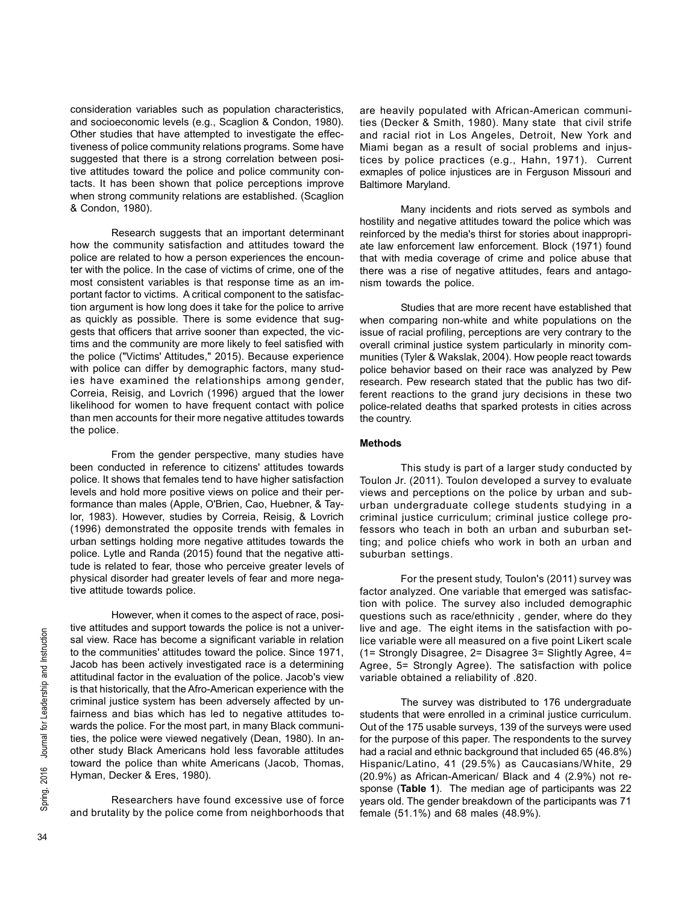consideration variables such as population characteristics, and socioeconomic levels (e.g., Scaglion & Condon, 1980). Other studies that have attempted to investigate the effectiveness of police community relations programs. Some have suggested that there is a strong correlation between positive attitudes toward the police and police community contacts. It has been shown that police perceptions improve when strong community relations are established. (Scaglion & Condon, 1980).

Research suggests that an important determinant how the community satisfaction and attitudes toward the police are related to how a person experiences the encounter with the police. In the case of victims of crime, one of the most consistent variables is that response time as an important factor to victims. A critical component to the satisfaction argument is how long does it take for the police to arrive as quickly as possible. There is some evidence that suggests that officers that arrive sooner than expected, the victims and the community are more likely to feel satisfied with the police ("Victims' Attitudes," 2015). Because experience with police can differ by demographic factors, many studies have examined the relationships among gender, Correia, Reisig, and Lovrich (1996) argued that the lower likelihood for women to have frequent contact with police than men accounts for their more negative attitudes towards the police.

From the gender perspective, many studies have been conducted in reference to citizens' attitudes towards police. It shows that females tend to have higher satisfaction levels and hold more positive views on police and their performance than males (Apple, O'Brien, Cao, Huebner, & Taylor, 1983). However, studies by Correia, Reisig, & Lovrich (1996) demonstrated the opposite trends with females in urban settings holding more negative attitudes towards the police. Lytle and Randa (2015) found that the negative attitude is related to fear, those who perceive greater levels of physical disorder had greater levels of fear and more negative attitude towards police.

However, when it comes to the aspect of race, positive attitudes and support towards the police is not a universal view. Race has become a significant variable in relation to the communities' attitudes toward the police. Since 1971, Jacob has been actively investigated race is a determining attitudinal factor in the evaluation of the police. Jacob's view is that historically, that the Afro-American experience with the criminal justice system has been adversely affected by unfairness and bias which has led to negative attitudes towards the police. For the most part, in many Black communities, the police were viewed negatively (Dean, 1980). In another study Black Americans hold less favorable attitudes toward the police than white Americans (Jacob, Thomas, Hyman, Decker & Eres, 1980).

Researchers have found excessive use of force and brutality by the police come from neighborhoods that are heavily populated with African-American communities (Decker & Smith, 1980). Many state that civil strife and racial riot in Los Angeles, Detroit, New York and Miami began as a result of social problems and injustices by police practices (e.g., Hahn, 1971). Current exmaples of police injustices are in Ferguson Missouri and Baltimore Maryland.

Many incidents and riots served as symbols and hostility and negative attitudes toward the police which was reinforced by the media's thirst for stories about inappropriate law enforcement law enforcement. Block (1971) found that with media coverage of crime and police abuse that there was a rise of negative attitudes, fears and antagonism towards the police.

Studies that are more recent have established that when comparing non-white and white populations on the issue of racial profiling, perceptions are very contrary to the overall criminal justice system particularly in minority communities (Tyler & Wakslak, 2004). How people react towards police behavior based on their race was analyzed by Pew research. Pew research stated that the public has two different reactions to the grand jury decisions in these two police-related deaths that sparked protests in cities across the country.

## Methods

This study is part of a larger study conducted by Toulon Jr. (2011). Toulon developed a survey to evaluate views and perceptions on the police by urban and suburban undergraduate college students studying in a criminal justice curriculum; criminal justice college professors who teach in both an urban and suburban setting; and police chiefs who work in both an urban and suburban settings.

For the present study, Toulon's (2011) survey was factor analyzed. One variable that emerged was satisfaction with police. The survey also included demographic questions such as race/ethnicity , gender, where do they live and age. The eight items in the satisfaction with police variable were all measured on a five point Likert scale (1= Strongly Disagree, 2= Disagree 3= Slightly Agree, 4= Agree, 5= Strongly Agree). The satisfaction with police variable obtained a reliability of .820.

The survey was distributed to 176 undergraduate students that were enrolled in a criminal justice curriculum. Out of the 175 usable surveys, 139 of the surveys were used for the purpose of this paper. The respondents to the survey had a racial and ethnic background that included 65 (46.8%) Hispanic/Latino, 41 (29.5%) as Caucasians/White, 29 (20.9%) as African-American/ Black and 4 (2.9%) not response (**Table 1**). The median age of participants was 22 years old. The gender breakdown of the participants was 71 female (51.1%) and 68 males (48.9%).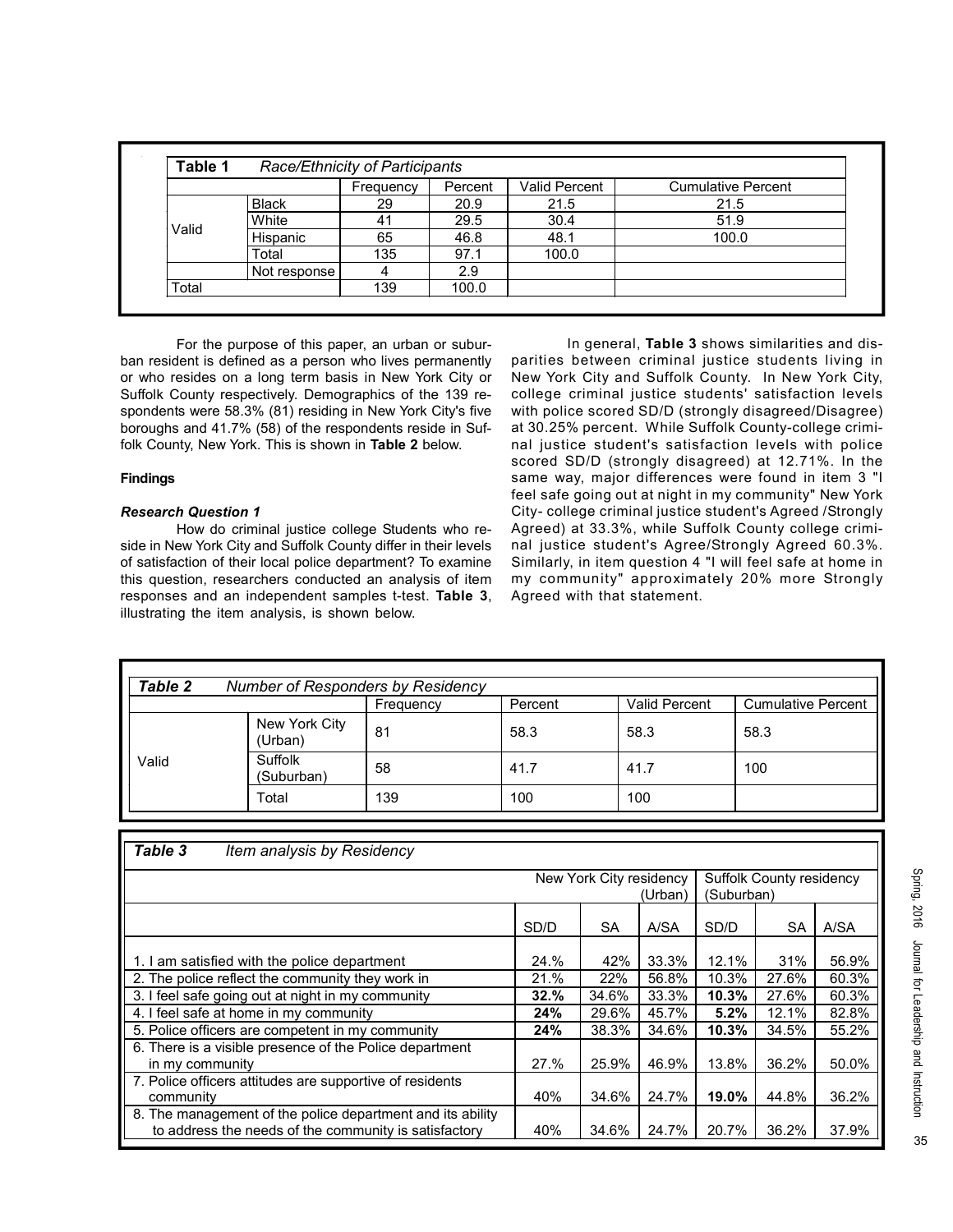| Table 1 | Race/Ethnicity of Participants | | | | |
|---|---|---|---|---|---|
| | | Frequency | Percent | Valid Percent | Cumulative Percent |
| Valid | Black | 29 | 20.9 | 21.5 | 21.5 |
| | White | 41 | 29.5 | 30.4 | 51.9 |
| | Hispanic | 65 | 46.8 | 48.1 | 100.0 |
| | Total | 135 | 97.1 | 100.0 | |
| | Not response | 4 | 2.9 | | |
| Total | | 139 | 100.0 | | |

For the purpose of this paper, an urban or suburban resident is defined as a person who lives permanently or who resides on a long term basis in New York City or Suffolk County respectively. Demographics of the 139 respondents were 58.3% (81) residing in New York City's five boroughs and 41.7% (58) of the respondents reside in Suffolk County, New York. This is shown in **Table 2** below.

### Findings

#### *Research Question 1*

How do criminal justice college Students who reside in New York City and Suffolk County differ in their levels of satisfaction of their local police department? To examine this question, researchers conducted an analysis of item responses and an independent samples t-test. **Table 3**, illustrating the item analysis, is shown below.

In general, **Table 3** shows similarities and disparities between criminal justice students living in New York City and Suffolk County. In New York City, college criminal justice students' satisfaction levels with police scored SD/D (strongly disagreed/Disagree) at 30.25% percent. While Suffolk County-college criminal justice student's satisfaction levels with police scored SD/D (strongly disagreed) at 12.71%. In the same way, major differences were found in item 3 "I feel safe going out at night in my community" New York City- college criminal justice student's Agreed /Strongly Agreed) at 33.3%, while Suffolk County college criminal justice student's Agree/Strongly Agreed 60.3%. Similarly, in item question 4 "I will feel safe at home in my community" approximately 20% more Strongly Agreed with that statement.

| *Table 2* | *Number of Responders by Residency* | | | | |
|---|---|---|---|---|---|
| | | Frequency | Percent | Valid Percent | Cumulative Percent |
| Valid | New York City (Urban) | 81 | 58.3 | 58.3 | 58.3 |
| | Suffolk (Suburban) | 58 | 41.7 | 41.7 | 100 |
| | Total | 139 | 100 | 100 | |

| *Table 3* *Item analysis by Residency* | New York City residency (Urban) | | | Suffolk County residency (Suburban) | | |
|---|---|---|---|---|---|---|
| | SD/D | SA | A/SA | SD/D | SA | A/SA |
| 1. I am satisfied with the police department | 24.% | 42% | 33.3% | 12.1% | 31% | 56.9% |
| 2. The police reflect the community they work in | 21.% | 22% | 56.8% | 10.3% | 27.6% | 60.3% |
| 3. I feel safe going out at night in my community | **32.%** | 34.6% | 33.3% | **10.3%** | 27.6% | 60.3% |
| 4. I feel safe at home in my community | **24%** | 29.6% | 45.7% | **5.2%** | 12.1% | 82.8% |
| 5. Police officers are competent in my community | **24%** | 38.3% | 34.6% | **10.3%** | 34.5% | 55.2% |
| 6. There is a visible presence of the Police department in my community | 27.% | 25.9% | 46.9% | 13.8% | 36.2% | 50.0% |
| 7. Police officers attitudes are supportive of residents community | 40% | 34.6% | 24.7% | **19.0%** | 44.8% | 36.2% |
| 8. The management of the police department and its ability to address the needs of the community is satisfactory | 40% | 34.6% | 24.7% | 20.7% | 36.2% | 37.9% |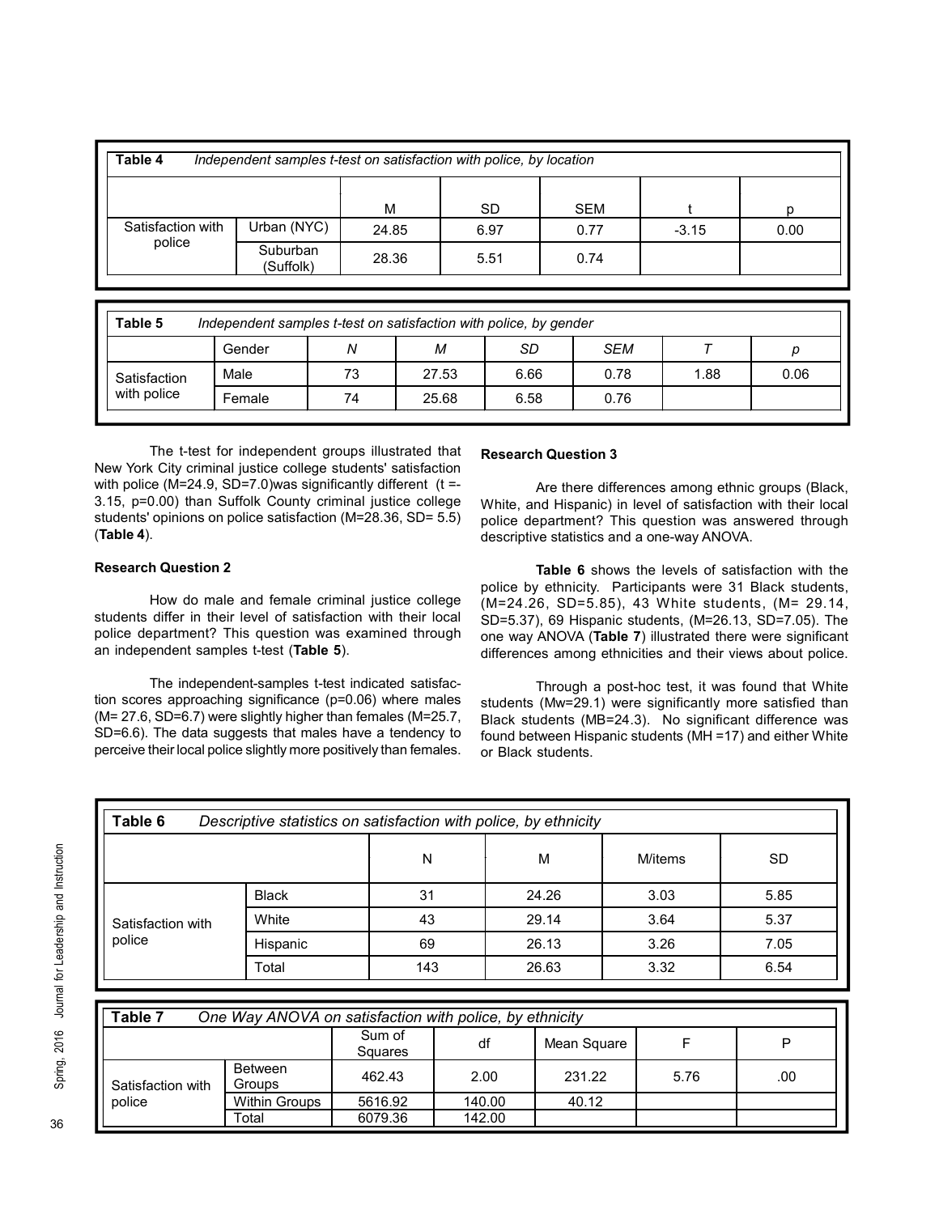| **Table 4** *Independent samples t-test on satisfaction with police, by location* | | | | | | |
|---|---|---|---|---|---|---|
| | | M | SD | SEM | t | p |
| Satisfaction with police | Urban (NYC) | 24.85 | 6.97 | 0.77 | -3.15 | 0.00 |
| | Suburban (Suffolk) | 28.36 | 5.51 | 0.74 | | |

| **Table 5** *Independent samples t-test on satisfaction with police, by gender* | | | | | | | |
|---|---|---|---|---|---|---|---|
| | Gender | *N* | *M* | *SD* | *SEM* | *T* | *p* |
| Satisfaction with police | Male | 73 | 27.53 | 6.66 | 0.78 | 1.88 | 0.06 |
| | Female | 74 | 25.68 | 6.58 | 0.76 | | |

The t-test for independent groups illustrated that New York City criminal justice college students' satisfaction with police (M=24.9, SD=7.0)was significantly different (t =-3.15, p=0.00) than Suffolk County criminal justice college students' opinions on police satisfaction (M=28.36, SD= 5.5) (**Table 4**).

**Research Question 2**

How do male and female criminal justice college students differ in their level of satisfaction with their local police department? This question was examined through an independent samples t-test (**Table 5**).

The independent-samples t-test indicated satisfaction scores approaching significance (p=0.06) where males (M= 27.6, SD=6.7) were slightly higher than females (M=25.7, SD=6.6). The data suggests that males have a tendency to perceive their local police slightly more positively than females.

**Research Question 3**

Are there differences among ethnic groups (Black, White, and Hispanic) in level of satisfaction with their local police department? This question was answered through descriptive statistics and a one-way ANOVA.

**Table 6** shows the levels of satisfaction with the police by ethnicity. Participants were 31 Black students, (M=24.26, SD=5.85), 43 White students, (M= 29.14, SD=5.37), 69 Hispanic students, (M=26.13, SD=7.05). The one way ANOVA (**Table 7**) illustrated there were significant differences among ethnicities and their views about police.

Through a post-hoc test, it was found that White students ($M_W$=29.1) were significantly more satisfied than Black students ($M_B$=24.3). No significant difference was found between Hispanic students ($M_H$ =17) and either White or Black students.

| **Table 6** *Descriptive statistics on satisfaction with police, by ethnicity* | | | | | |
|---|---|---|---|---|---|
| | | N | M | M/items | SD |
| Satisfaction with police | Black | 31 | 24.26 | 3.03 | 5.85 |
| | White | 43 | 29.14 | 3.64 | 5.37 |
| | Hispanic | 69 | 26.13 | 3.26 | 7.05 |
| | Total | 143 | 26.63 | 3.32 | 6.54 |

| **Table 7** *One Way ANOVA on satisfaction with police, by ethnicity* | | | | | | |
|---|---|---|---|---|---|---|
| | | Sum of Squares | df | Mean Square | F | P |
| Satisfaction with police | Between Groups | 462.43 | 2.00 | 231.22 | 5.76 | .00 |
| | Within Groups | 5616.92 | 140.00 | 40.12 | | |
| | Total | 6079.36 | 142.00 | | | |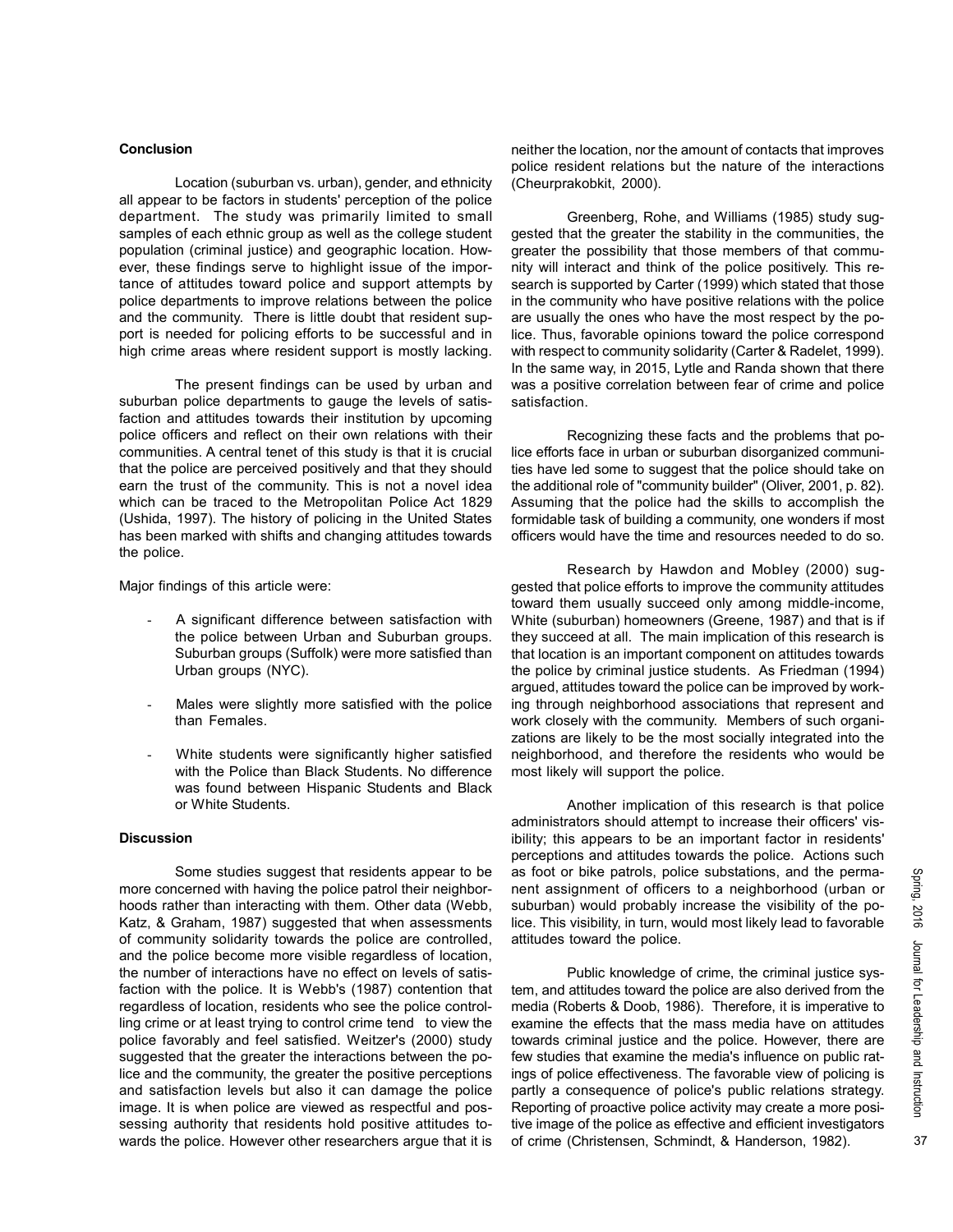## Conclusion

Location (suburban vs. urban), gender, and ethnicity all appear to be factors in students' perception of the police department. The study was primarily limited to small samples of each ethnic group as well as the college student population (criminal justice) and geographic location. However, these findings serve to highlight issue of the importance of attitudes toward police and support attempts by police departments to improve relations between the police and the community. There is little doubt that resident support is needed for policing efforts to be successful and in high crime areas where resident support is mostly lacking.

The present findings can be used by urban and suburban police departments to gauge the levels of satisfaction and attitudes towards their institution by upcoming police officers and reflect on their own relations with their communities. A central tenet of this study is that it is crucial that the police are perceived positively and that they should earn the trust of the community. This is not a novel idea which can be traced to the Metropolitan Police Act 1829 (Ushida, 1997). The history of policing in the United States has been marked with shifts and changing attitudes towards the police.

Major findings of this article were:

- A significant difference between satisfaction with the police between Urban and Suburban groups. Suburban groups (Suffolk) were more satisfied than Urban groups (NYC).
- Males were slightly more satisfied with the police than Females.
- White students were significantly higher satisfied with the Police than Black Students. No difference was found between Hispanic Students and Black or White Students.

## Discussion

Some studies suggest that residents appear to be more concerned with having the police patrol their neighborhoods rather than interacting with them. Other data (Webb, Katz, & Graham, 1987) suggested that when assessments of community solidarity towards the police are controlled, and the police become more visible regardless of location, the number of interactions have no effect on levels of satisfaction with the police. It is Webb's (1987) contention that regardless of location, residents who see the police controlling crime or at least trying to control crime tend to view the police favorably and feel satisfied. Weitzer's (2000) study suggested that the greater the interactions between the police and the community, the greater the positive perceptions and satisfaction levels but also it can damage the police image. It is when police are viewed as respectful and possessing authority that residents hold positive attitudes towards the police. However other researchers argue that it is neither the location, nor the amount of contacts that improves police resident relations but the nature of the interactions (Cheurprakobkit, 2000).

Greenberg, Rohe, and Williams (1985) study suggested that the greater the stability in the communities, the greater the possibility that those members of that community will interact and think of the police positively. This research is supported by Carter (1999) which stated that those in the community who have positive relations with the police are usually the ones who have the most respect by the police. Thus, favorable opinions toward the police correspond with respect to community solidarity (Carter & Radelet, 1999). In the same way, in 2015, Lytle and Randa shown that there was a positive correlation between fear of crime and police satisfaction.

Recognizing these facts and the problems that police efforts face in urban or suburban disorganized communities have led some to suggest that the police should take on the additional role of "community builder" (Oliver, 2001, p. 82). Assuming that the police had the skills to accomplish the formidable task of building a community, one wonders if most officers would have the time and resources needed to do so.

Research by Hawdon and Mobley (2000) suggested that police efforts to improve the community attitudes toward them usually succeed only among middle-income, White (suburban) homeowners (Greene, 1987) and that is if they succeed at all. The main implication of this research is that location is an important component on attitudes towards the police by criminal justice students. As Friedman (1994) argued, attitudes toward the police can be improved by working through neighborhood associations that represent and work closely with the community. Members of such organizations are likely to be the most socially integrated into the neighborhood, and therefore the residents who would be most likely will support the police.

Another implication of this research is that police administrators should attempt to increase their officers' visibility; this appears to be an important factor in residents' perceptions and attitudes towards the police. Actions such as foot or bike patrols, police substations, and the permanent assignment of officers to a neighborhood (urban or suburban) would probably increase the visibility of the police. This visibility, in turn, would most likely lead to favorable attitudes toward the police.

Public knowledge of crime, the criminal justice system, and attitudes toward the police are also derived from the media (Roberts & Doob, 1986). Therefore, it is imperative to examine the effects that the mass media have on attitudes towards criminal justice and the police. However, there are few studies that examine the media's influence on public ratings of police effectiveness. The favorable view of policing is partly a consequence of police's public relations strategy. Reporting of proactive police activity may create a more positive image of the police as effective and efficient investigators of crime (Christensen, Schmindt, & Handerson, 1982).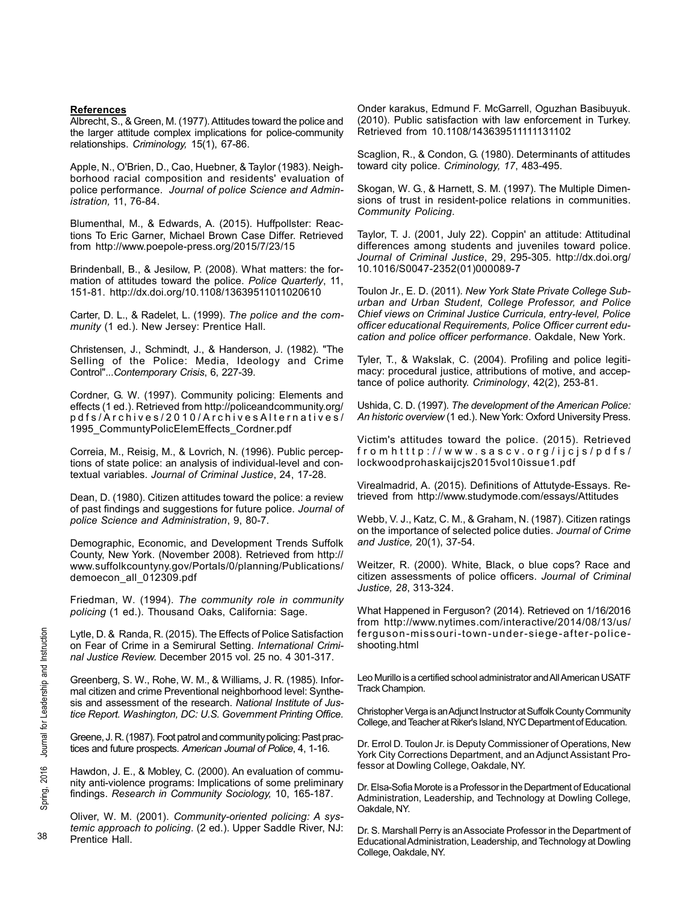**References**

Albrecht, S., & Green, M. (1977). Attitudes toward the police and the larger attitude complex implications for police-community relationships. *Criminology,* 15(1), 67-86.

Apple, N., O'Brien, D., Cao, Huebner, & Taylor (1983). Neighborhood racial composition and residents' evaluation of police performance. *Journal of police Science and Administration,* 11, 76-84.

Blumenthal, M., & Edwards, A. (2015). Huffpollster: Reactions To Eric Garner, Michael Brown Case Differ. Retrieved from http://www.poepole-press.org/2015/7/23/15

Brindenball, B., & Jesilow, P. (2008). What matters: the formation of attitudes toward the police. *Police Quarterly*, 11, 151-81. http://dx.doi.org/10.1108/13639511011020610

Carter, D. L., & Radelet, L. (1999). *The police and the community* (1 ed.). New Jersey: Prentice Hall.

Christensen, J., Schmindt, J., & Handerson, J. (1982). "The Selling of the Police: Media, Ideology and Crime Control"...*Contemporary Crisis*, 6, 227-39.

Cordner, G. W. (1997). Community policing: Elements and effects (1 ed.). Retrieved from http://policeandcommunity.org/pdfs/Archives/2010/ArchivesAlternatives/1995_CommuntyPolicElemEffects_Cordner.pdf

Correia, M., Reisig, M., & Lovrich, N. (1996). Public perceptions of state police: an analysis of individual-level and contextual variables. *Journal of Criminal Justice*, 24, 17-28.

Dean, D. (1980). Citizen attitudes toward the police: a review of past findings and suggestions for future police. *Journal of police Science and Administration*, 9, 80-7.

Demographic, Economic, and Development Trends Suffolk County, New York. (November 2008). Retrieved from http://www.suffolkcountyny.gov/Portals/0/planning/Publications/demoecon_all_012309.pdf

Friedman, W. (1994). *The community role in community policing* (1 ed.). Thousand Oaks, California: Sage.

Lytle, D. & Randa, R. (2015). The Effects of Police Satisfaction on Fear of Crime in a Semirural Setting. *International Criminal Justice Review.* December 2015 vol. 25 no. 4 301-317.

Greenberg, S. W., Rohe, W. M., & Williams, J. R. (1985). Informal citizen and crime Preventional neighborhood level: Synthesis and assessment of the research. *National Institute of Justice Report. Washington, DC: U.S. Government Printing Office.*

Greene, J. R. (1987). Foot patrol and community policing: Past practices and future prospects. *American Journal of Police*, 4, 1-16.

Hawdon, J. E., & Mobley, C. (2000). An evaluation of community anti-violence programs: Implications of some preliminary findings. *Research in Community Sociology,* 10, 165-187.

Oliver, W. M. (2001). *Community-oriented policing: A systemic approach to policing*. (2 ed.). Upper Saddle River, NJ: Prentice Hall.

Onder karakus, Edmund F. McGarrell, Oguzhan Basibuyuk. (2010). Public satisfaction with law enforcement in Turkey. Retrieved from 10.1108/143639511111131102

Scaglion, R., & Condon, G. (1980). Determinants of attitudes toward city police. *Criminology, 17*, 483-495.

Skogan, W. G., & Harnett, S. M. (1997). The Multiple Dimensions of trust in resident-police relations in communities. *Community Policing*.

Taylor, T. J. (2001, July 22). Coppin' an attitude: Attitudinal differences among students and juveniles toward police. *Journal of Criminal Justice*, 29, 295-305. http://dx.doi.org/10.1016/S0047-2352(01)000089-7

Toulon Jr., E. D. (2011). *New York State Private College Suburban and Urban Student, College Professor, and Police Chief views on Criminal Justice Curricula, entry-level, Police officer educational Requirements, Police Officer current education and police officer performance*. Oakdale, New York.

Tyler, T., & Wakslak, C. (2004). Profiling and police legitimacy: procedural justice, attributions of motive, and acceptance of police authority. *Criminology*, 42(2), 253-81.

Ushida, C. D. (1997). *The development of the American Police: An historic overview* (1 ed.). New York: Oxford University Press.

Victim's attitudes toward the police. (2015). Retrieved from http://www.sascv.org/ijcjs/pdfs/lockwoodprohaskaijcjs2015vol10issue1.pdf

Virealmadrid, A. (2015). Definitions of Attutyde-Essays. Retrieved from http://www.studymode.com/essays/Attitudes

Webb, V. J., Katz, C. M., & Graham, N. (1987). Citizen ratings on the importance of selected police duties. *Journal of Crime and Justice,* 20(1), 37-54.

Weitzer, R. (2000). White, Black, o blue cops? Race and citizen assessments of police officers. *Journal of Criminal Justice, 28*, 313-324.

What Happened in Ferguson? (2014). Retrieved on 1/16/2016 from http://www.nytimes.com/interactive/2014/08/13/us/ferguson-missouri-town-under-siege-after-police-shooting.html

Leo Murillo is a certified school administrator and All American USATF Track Champion.

Christopher Verga is an Adjunct Instructor at Suffolk County Community College, and Teacher at Riker's Island, NYC Department of Education.

Dr. Errol D. Toulon Jr. is Deputy Commissioner of Operations, New York City Corrections Department, and an Adjunct Assistant Professor at Dowling College, Oakdale, NY.

Dr. Elsa-Sofia Morote is a Professor in the Department of Educational Administration, Leadership, and Technology at Dowling College, Oakdale, NY.

Dr. S. Marshall Perry is an Associate Professor in the Department of Educational Administration, Leadership, and Technology at Dowling College, Oakdale, NY.